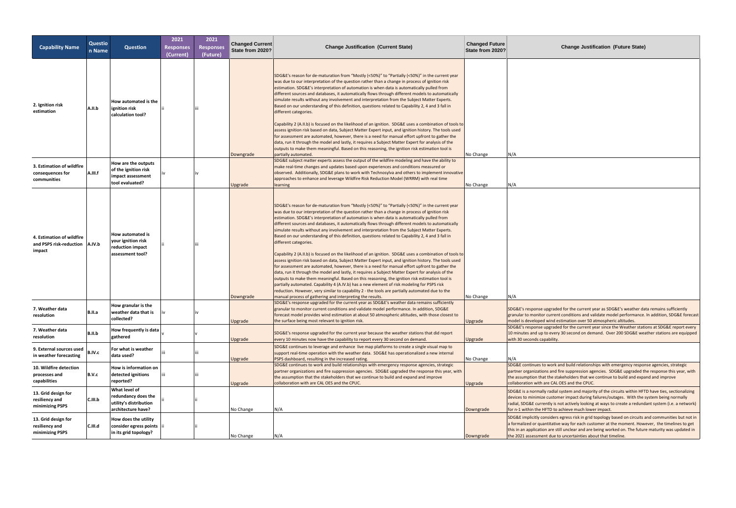| Capability Name | Question Name | Question | 2021 Responses (Current) | 2021 Responses (Future) | Changed Current State from 2020? | Change Justification (Current State) | Changed Future State from 2020? | Change Justification (Future State) |
|---|---|---|---|---|---|---|---|---|
| 2. Ignition risk estimation | A.II.b | How automated is the ignition risk calculation tool? | ii | iii | Downgrade | SDG&E's reason for de-maturation from "Mostly (<50%)" to "Partially (<50%)" in the current year was due to our interpretation of the question rather than a change in process of ignition risk estimation. SDG&E's interpretation of automation is when data is automatically pulled from different sources and databases, it automatically flows through different models to automatically simulate results without any involvement and interpretation from the Subject Matter Experts. Based on our understanding of this definition, questions related to Capability 2, 4 and 3 fall in different categories.<br><br>Capability 2 (A.II.b) is focused on the likelihood of an ignition. SDG&E uses a combination of tools to assess ignition risk based on data, Subject Matter Expert input, and ignition history. The tools used for assessment are automated, however, there is a need for manual effort upfront to gather the data, run it through the model and lastly, it requires a Subject Matter Expert for analysis of the outputs to make them meaningful. Based on this reasoning, the ignition risk estimation tool is partially automated. | No Change | N/A |
| 3. Estimation of wildfire consequences for communities | A.III.f | How are the outputs of the ignition risk impact assessment tool evaluated? | iv | iv | Upgrade | SDG&E subject matter experts assess the output of the wildfire modeling and have the ability to make real-time changes and updates based upon experiences and conditions measured or observed. Additionally, SDG&E plans to work with Technosylva and others to implement innovative approaches to enhance and leverage Wildfire Risk Reduction Model (WRRM) with real time learning | No Change | N/A |
| 4. Estimation of wildfire and PSPS risk-reduction impact | A.IV.b | How automated is your ignition risk reduction impact assessment tool? | ii | iii | Downgrade | SDG&E's reason for de-maturation from "Mostly (<50%)" to "Partially (<50%)" in the current year was due to our interpretation of the question rather than a change in process of ignition risk estimation. SDG&E's interpretation of automation is when data is automatically pulled from different sources and databases, it automatically flows through different models to automatically simulate results without any involvement and interpretation from the Subject Matter Experts. Based on our understanding of this definition, questions related to Capability 2, 4 and 3 fall in different categories.<br><br>Capability 2 (A.II.b) is focused on the likelihood of an ignition. SDG&E uses a combination of tools to assess ignition risk based on data, Subject Matter Expert input, and ignition history. The tools used for assessment are automated, however, there is a need for manual effort upfront to gather the data, run it through the model and lastly, it requires a Subject Matter Expert for analysis of the outputs to make them meaningful. Based on this reasoning, the ignition risk estimation tool is partially automated. Capability 4 (A.IV.b) has a new element of risk modeling for PSPS risk reduction. However, very similar to capability 2 - the tools are partially automated due to the manual process of gathering and interpreting the results. | No Change | N/A |
| 7. Weather data resolution | B.II.a | How granular is the weather data that is collected? | iv | iv | Upgrade | SDG&E's response upgraded for the current year as SDG&E's weather data remains sufficiently granular to monitor current conditions and validate model performance. In addition, SDG&E forecast model provides wind estimation at about 50 atmospheric altitudes, with those closest to the surface being most relevant to ignition risk. | Upgrade | SDG&E's response upgraded for the current year as SDG&E's weather data remains sufficiently granular to monitor current conditions and validate model performance. In addition, SDG&E forecast model is developed wind estimation over 50 atmospheric altitudes. |
| 7. Weather data resolution | B.II.b | How frequently is data gathered | v | v | Upgrade | SDG&E's response upgraded for the current year because the weather stations that did report every 10 minutes now have the capability to report every 30 second on demand. | Upgrade | SDG&E's response upgraded for the current year since the Weather stations at SDG&E report every 10 minutes and up to every 30 second on demand. Over 200 SDG&E weather stations are equipped with 30 seconds capability. |
| 9. External sources used in weather forecasting | B.IV.c | For what is weather data used? | iii | iii | Upgrade | SDG&E continues to leverage and enhance live map platforms to create a single visual map to support real-time operation with the weather data. SDG&E has operationalized a new internal PSPS dashboard, resulting in the increased rating. | No Change | N/A |
| 10. Wildfire detection processes and capabilities | B.V.c | How is information on detected ignitions reported? | iii | iii | Upgrade | SDG&E continues to work and build relationships with emergency response agencies, strategic partner organizations and fire suppression agencies. SDG&E upgraded the response this year, with the assumption that the stakeholders that we continue to build and expand and improve collaboration with are CAL OES and the CPUC. | Upgrade | SDG&E continues to work and build relationships with emergency response agencies, strategic partner organizations and fire suppression agencies. SDG&E upgraded the response this year, with the assumption that the stakeholders that we continue to build and expand and improve collaboration with are CAL OES and the CPUC. |
| 13. Grid design for resiliency and minimizing PSPS | C.III.b | What level of redundancy does the utility's distribution architecture have? | ii | ii | No Change | N/A | Downgrade | SDG&E is a normally radial system and majority of the circuits within HFTD have ties, sectionalizing devices to minimize customer impact during failures/outages. With the system being normally radial, SDG&E currently is not actively looking at ways to create a redundant system (i.e. a network) for n-1 within the HFTD to achieve much lower impact. |
| 13. Grid design for resiliency and minimizing PSPS | C.III.d | How does the utility consider egress points in its grid topology? | ii | ii | No Change | N/A | Downgrade | SDG&E implicitly considers egress risk in grid topology based on circuits and communities but not in a formalized or quantitative way for each customer at the moment. However, the timelines to get this in an application are still unclear and are being worked on. The future maturity was updated in the 2021 assessment due to uncertainties about that timeline. |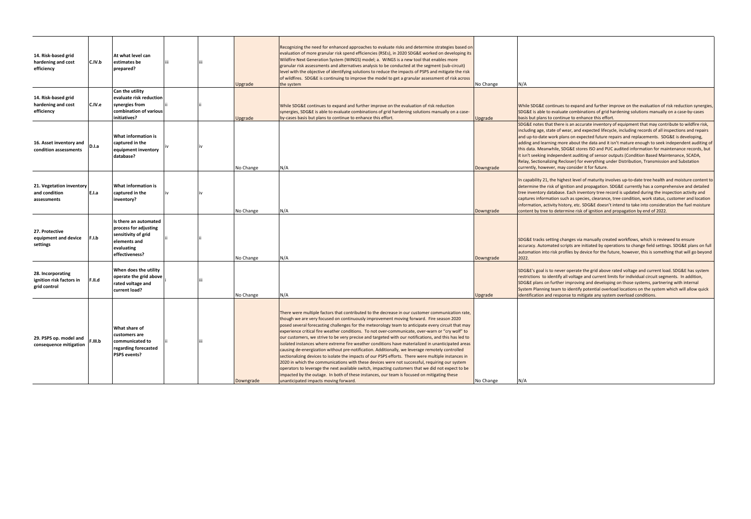| | | | | | | | | |
|---|---|---|---|---|---|---|---|---|
| 14. Risk-based grid hardening and cost efficiency | C.IV.b | At what level can estimates be prepared? | iii | iii | Upgrade | Recognizing the need for enhanced approaches to evaluate risks and determine strategies based on evaluation of more granular risk spend efficiencies (RSEs), in 2020 SDG&E worked on developing its Wildfire Next Generation System (WiNGS) model; a. WiNGS is a new tool that enables more granular risk assessments and alternatives analysis to be conducted at the segment (sub-circuit) level with the objective of identifying solutions to reduce the impacts of PSPS and mitigate the risk of wildfires. SDG&E is continuing to improve the model to get a granular assessment of risk across the system | No Change | N/A |
| 14. Risk-based grid hardening and cost efficiency | C.IV.e | Can the utility evaluate risk reduction synergies from combination of various initiatives? | ii | ii | Upgrade | While SDG&E continues to expand and further improve on the evaluation of risk reduction synergies, SDG&E is able to evaluate combinations of grid hardening solutions manually on a case-by-cases basis but plans to continue to enhance this effort. | Upgrade | While SDG&E continues to expand and further improve on the evaluation of risk reduction synergies, SDG&E is able to evaluate combinations of grid hardening solutions manually on a case-by-cases basis but plans to continue to enhance this effort. |
| 16. Asset inventory and condition assessments | D.I.a | What information is captured in the equipment inventory database? | iv | iv | No Change | N/A | Downgrade | SDG&E notes that there is an accurate inventory of equipment that may contribute to wildfire risk, including age, state of wear, and expected lifecycle, including records of all inspections and repairs and up-to-date work plans on expected future repairs and replacements. SDG&E is developing, adding and learning more about the data and it isn't mature enough to seek independent auditing of this data. Meanwhile, SDG&E stores ISO and PUC audited information for maintenance records, but it isn't seeking independent auditing of sensor outputs (Condition Based Maintenance, SCADA, Relay, Sectionalizing Recloser) for everything under Distribution, Transmission and Substation currently, however, may consider it for future. |
| 21. Vegetation inventory and condition assessments | E.I.a | What information is captured in the inventory? | iv | iv | No Change | N/A | Downgrade | In capability 21, the highest level of maturity involves up-to-date tree health and moisture content to determine the risk of ignition and propagation. SDG&E currently has a comprehensive and detailed tree inventory database. Each inventory tree record is updated during the inspection activity and captures information such as species, clearance, tree condition, work status, customer and location information, activity history, etc. SDG&E doesn't intend to take into consideration the fuel moisture content by tree to determine risk of ignition and propagation by end of 2022. |
| 27. Protective equipment and device settings | F.I.b | Is there an automated process for adjusting sensitivity of grid elements and evaluating effectiveness? | ii | ii | No Change | N/A | Downgrade | SDG&E tracks setting changes via manually created workflows, which is reviewed to ensure accuracy. Automated scripts are initiated by operations to change field settings. SDG&E plans on full automation into risk profiles by device for the future, however, this is something that will go beyond 2022. |
| 28. Incorporating ignition risk factors in grid control | F.II.d | When does the utility operate the grid above rated voltage and current load? | i | iii | No Change | N/A | Upgrade | SDG&E's goal is to never operate the grid above rated voltage and current load. SDG&E has system restrictions to identify all voltage and current limits for individual circuit segments. In addition, SDG&E plans on further improving and developing on those systems, partnering with internal System Planning team to identify potential overload locations on the system which will allow quick identification and response to mitigate any system overload conditions. |
| 29. PSPS op. model and consequence mitigation | F.III.b | What share of customers are communicated to regarding forecasted PSPS events? | ii | iii | Downgrade | There were multiple factors that contributed to the decrease in our customer communication rate, though we are very focused on continuously improvement moving forward. Fire season 2020 posed several forecasting challenges for the meteorology team to anticipate every circuit that may experience critical fire weather conditions. To not over-communicate, over-warn or "cry wolf" to our customers, we strive to be very precise and targeted with our notifications, and this has led to isolated instances where extreme fire weather conditions have materialized in unanticipated areas causing de-energization without pre-notification. Additionally, we leverage remotely controlled sectionalizing devices to isolate the impacts of our PSPS efforts. There were multiple instances in 2020 in which the communications with these devices were not successful, requiring our system operators to leverage the next available switch, impacting customers that we did not expect to be impacted by the outage. In both of these instances, our team is focused on mitigating these unanticipated impacts moving forward. | No Change | N/A |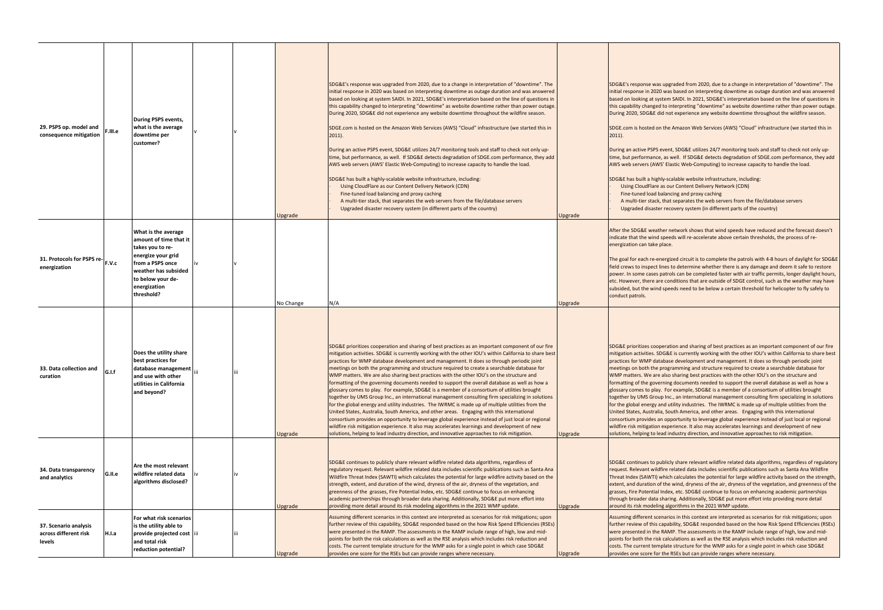| 29. PSPS op. model and consequence mitigation | F.III.e | During PSPS events, what is the average downtime per customer? | v | v | Upgrade | SDG&E's response was upgraded from 2020, due to a change in interpretation of "downtime". The initial response in 2020 was based on interpreting downtime as outage duration and was answered based on looking at system SAIDI. In 2021, SDG&E's interpretation based on the line of questions in this capability changed to interpreting "downtime" as website downtime rather than power outage. During 2020, SDG&E did not experience any website downtime throughout the wildfire season.<br><br>SDGE.com is hosted on the Amazon Web Services (AWS) "Cloud" infrastructure (we started this in 2011).<br><br>During an active PSPS event, SDG&E utilizes 24/7 monitoring tools and staff to check not only up-time, but performance, as well. If SDG&E detects degradation of SDGE.com performance, they add AWS web servers (AWS' Elastic Web-Computing) to increase capacity to handle the load.<br><br>SDG&E has built a highly-scalable website infrastructure, including:<br>· Using CloudFlare as our Content Delivery Network (CDN)<br>· Fine-tuned load balancing and proxy caching<br>· A multi-tier stack, that separates the web servers from the file/database servers<br>· Upgraded disaster recovery system (in different parts of the country) | Upgrade | SDG&E's response was upgraded from 2020, due to a change in interpretation of "downtime". The initial response in 2020 was based on interpreting downtime as outage duration and was answered based on looking at system SAIDI. In 2021, SDG&E's interpretation based on the line of questions in this capability changed to interpreting "downtime" as website downtime rather than power outage. During 2020, SDG&E did not experience any website downtime throughout the wildfire season.<br><br>SDGE.com is hosted on the Amazon Web Services (AWS) "Cloud" infrastructure (we started this in 2011).<br><br>During an active PSPS event, SDG&E utilizes 24/7 monitoring tools and staff to check not only up-time, but performance, as well. If SDG&E detects degradation of SDGE.com performance, they add AWS web servers (AWS' Elastic Web-Computing) to increase capacity to handle the load.<br><br>SDG&E has built a highly-scalable website infrastructure, including:<br>· Using CloudFlare as our Content Delivery Network (CDN)<br>· Fine-tuned load balancing and proxy caching<br>· A multi-tier stack, that separates the web servers from the file/database servers<br>· Upgraded disaster recovery system (in different parts of the country) |
|---|---|---|---|---|---|---|---|---|
| 31. Protocols for PSPS re-energization | F.V.c | What is the average amount of time that it takes you to re-energize your grid from a PSPS once weather has subsided to below your de-energization threshold? | iv | v | No Change | N/A | Upgrade | After the SDG&E weather network shows that wind speeds have reduced and the forecast doesn't indicate that the wind speeds will re-accelerate above certain thresholds, the process of re-energization can take place.<br><br>The goal for each re-energized circuit is to complete the patrols with 4-8 hours of daylight for SDG&E field crews to inspect lines to determine whether there is any damage and deem it safe to restore power. In some cases patrols can be completed faster with air traffic permits, longer daylight hours, etc. However, there are conditions that are outside of SDGE control, such as the weather may have subsided, but the wind speeds need to be below a certain threshold for helicopter to fly safely to conduct patrols. |
| 33. Data collection and curation | G.I.f | Does the utility share best practices for database management and use with other utilities in California and beyond? | iii | iii | Upgrade | SDG&E prioritizes cooperation and sharing of best practices as an important component of our fire mitigation activities. SDG&E is currently working with the other IOU's within California to share best practices for WMP database development and management. It does so through periodic joint meetings on both the programming and structure required to create a searchable database for WMP matters. We are also sharing best practices with the other IOU's on the structure and formatting of the governing documents needed to support the overall database as well as how a glossary comes to play. For example, SDG&E is a member of a consortium of utilities brought together by UMS Group Inc., an international management consulting firm specializing in solutions for the global energy and utility industries. The IWRMC is made up of multiple utilities from the United States, Australia, South America, and other areas. Engaging with this international consortium provides an opportunity to leverage global experience instead of just local or regional wildfire risk mitigation experience. It also may accelerates learnings and development of new solutions, helping to lead industry direction, and innovative approaches to risk mitigation. | Upgrade | SDG&E prioritizes cooperation and sharing of best practices as an important component of our fire mitigation activities. SDG&E is currently working with the other IOU's within California to share best practices for WMP database development and management. It does so through periodic joint meetings on both the programming and structure required to create a searchable database for WMP matters. We are also sharing best practices with the other IOU's on the structure and formatting of the governing documents needed to support the overall database as well as how a glossary comes to play. For example, SDG&E is a member of a consortium of utilities brought together by UMS Group Inc., an international management consulting firm specializing in solutions for the global energy and utility industries. The IWRMC is made up of multiple utilities from the United States, Australia, South America, and other areas. Engaging with this international consortium provides an opportunity to leverage global experience instead of just local or regional wildfire risk mitigation experience. It also may accelerates learnings and development of new solutions, helping to lead industry direction, and innovative approaches to risk mitigation. |
| 34. Data transparency and analytics | G.II.e | Are the most relevant wildfire related data algorithms disclosed? | iv | iv | Upgrade | SDG&E continues to publicly share relevant wildfire related data algorithms, regardless of regulatory request. Relevant wildfire related data includes scientific publications such as Santa Ana Wildfire Threat Index (SAWTI) which calculates the potential for large wildfire activity based on the strength, extent, and duration of the wind, dryness of the air, dryness of the vegetation, and greenness of the grasses, Fire Potential Index, etc. SDG&E continue to focus on enhancing academic partnerships through broader data sharing. Additionally, SDG&E put more effort into providing more detail around its risk modeling algorithms in the 2021 WMP update. | Upgrade | SDG&E continues to publicly share relevant wildfire related data algorithms, regardless of regulatory request. Relevant wildfire related data includes scientific publications such as Santa Ana Wildfire Threat Index (SAWTI) which calculates the potential for large wildfire activity based on the strength, extent, and duration of the wind, dryness of the air, dryness of the vegetation, and greenness of the grasses, Fire Potential Index, etc. SDG&E continue to focus on enhancing academic partnerships through broader data sharing. Additionally, SDG&E put more effort into providing more detail around its risk modeling algorithms in the 2021 WMP update. |
| 37. Scenario analysis across different risk levels | H.I.a | For what risk scenarios is the utility able to provide projected cost and total risk reduction potential? | iii | iii | Upgrade | Assuming different scenarios in this context are interpreted as scenarios for risk mitigations; upon further review of this capability, SDG&E responded based on the how Risk Spend Efficiencies (RSEs) were presented in the RAMP. The assessments in the RAMP include range of high, low and mid-points for both the risk calculations as well as the RSE analysis which includes risk reduction and costs. The current template structure for the WMP asks for a single point in which case SDG&E provides one score for the RSEs but can provide ranges where necessary. | Upgrade | Assuming different scenarios in this context are interpreted as scenarios for risk mitigations; upon further review of this capability, SDG&E responded based on the how Risk Spend Efficiencies (RSEs) were presented in the RAMP. The assessments in the RAMP include range of high, low and mid-points for both the risk calculations as well as the RSE analysis which includes risk reduction and costs. The current template structure for the WMP asks for a single point in which case SDG&E provides one score for the RSEs but can provide ranges where necessary. |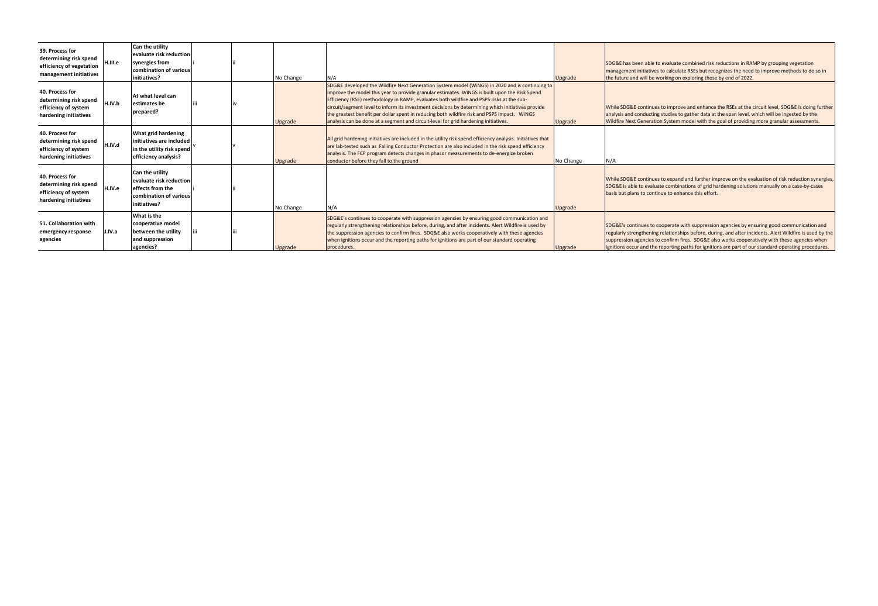| | | | | | | | | |
|---|---|---|---|---|---|---|---|---|
| 39. Process for determining risk spend efficiency of vegetation management initiatives | H.III.e | Can the utility evaluate risk reduction synergies from combination of various initiatives? | i | ii | No Change | N/A | Upgrade | SDG&E has been able to evaluate combined risk reductions in RAMP by grouping vegetation management initiatives to calculate RSEs but recognizes the need to improve methods to do so in the future and will be working on exploring those by end of 2022. |
| 40. Process for determining risk spend efficiency of system hardening initiatives | H.IV.b | At what level can estimates be prepared? | iii | iv | Upgrade | SDG&E developed the Wildfire Next Generation System model (WiNGS) in 2020 and is continuing to improve the model this year to provide granular estimates. WiNGS is built upon the Risk Spend Efficiency (RSE) methodology in RAMP, evaluates both wildfire and PSPS risks at the sub-circuit/segment level to inform its investment decisions by determining which initiatives provide the greatest benefit per dollar spent in reducing both wildfire risk and PSPS impact. WiNGS analysis can be done at a segment and circuit-level for grid hardening initiatives. | Upgrade | While SDG&E continues to improve and enhance the RSEs at the circuit level, SDG&E is doing further analysis and conducting studies to gather data at the span level, which will be ingested by the Wildfire Next Generation System model with the goal of providing more granular assessments. |
| 40. Process for determining risk spend efficiency of system hardening initiatives | H.IV.d | What grid hardening initiatives are included in the utility risk spend efficiency analysis? | v | v | Upgrade | All grid hardening initiatives are included in the utility risk spend efficiency analysis. Initiatives that are lab-tested such as Falling Conductor Protection are also included in the risk spend efficiency analysis. The FCP program detects changes in phasor measurements to de-energize broken conductor before they fall to the ground | No Change | N/A |
| 40. Process for determining risk spend efficiency of system hardening initiatives | H.IV.e | Can the utility evaluate risk reduction effects from the combination of various initiatives? | i | ii | No Change | N/A | Upgrade | While SDG&E continues to expand and further improve on the evaluation of risk reduction synergies, SDG&E is able to evaluate combinations of grid hardening solutions manually on a case-by-cases basis but plans to continue to enhance this effort. |
| 51. Collaboration with emergency response agencies | J.IV.a | What is the cooperative model between the utility and suppression agencies? | iii | iii | Upgrade | SDG&E's continues to cooperate with suppression agencies by ensuring good communication and regularly strengthening relationships before, during, and after incidents. Alert Wildfire is used by the suppression agencies to confirm fires. SDG&E also works cooperatively with these agencies when ignitions occur and the reporting paths for ignitions are part of our standard operating procedures. | Upgrade | SDG&E's continues to cooperate with suppression agencies by ensuring good communication and regularly strengthening relationships before, during, and after incidents. Alert Wildfire is used by the suppression agencies to confirm fires. SDG&E also works cooperatively with these agencies when ignitions occur and the reporting paths for ignitions are part of our standard operating procedures. |